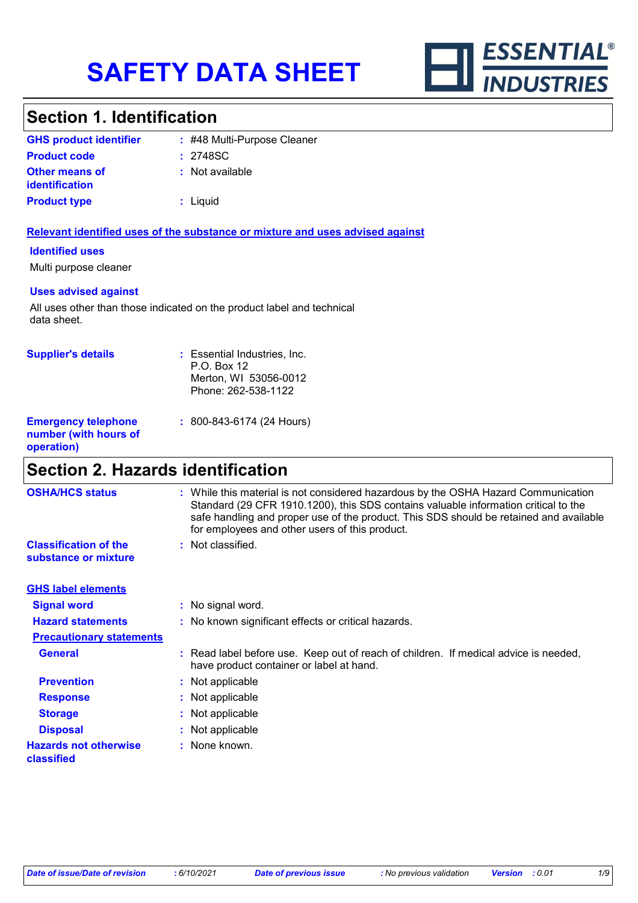# SAFETY DATA SHEET

ESSENTIAL® INDUSTRIES

## Section 1. Identification

| | |
|---|---|
| **GHS product identifier** | : #48 Multi-Purpose Cleaner |
| **Product code** | : 2748SC |
| **Other means of identification** | : Not available |
| **Product type** | : Liquid |

**Relevant identified uses of the substance or mixture and uses advised against**

**Identified uses**

Multi purpose cleaner

**Uses advised against**

All uses other than those indicated on the product label and technical data sheet.

| | |
|---|---|
| **Supplier's details** | : Essential Industries, Inc.<br>P.O. Box 12<br>Merton, WI 53056-0012<br>Phone: 262-538-1122 |
| **Emergency telephone number (with hours of operation)** | : 800-843-6174 (24 Hours) |

## Section 2. Hazards identification

| | |
|---|---|
| **OSHA/HCS status** | : While this material is not considered hazardous by the OSHA Hazard Communication Standard (29 CFR 1910.1200), this SDS contains valuable information critical to the safe handling and proper use of the product. This SDS should be retained and available for employees and other users of this product. |
| **Classification of the substance or mixture** | : Not classified. |

**GHS label elements**

| | |
|---|---|
| **Signal word** | : No signal word. |
| **Hazard statements** | : No known significant effects or critical hazards. |

**Precautionary statements**

| | |
|---|---|
| **General** | : Read label before use. Keep out of reach of children. If medical advice is needed, have product container or label at hand. |
| **Prevention** | : Not applicable |
| **Response** | : Not applicable |
| **Storage** | : Not applicable |
| **Disposal** | : Not applicable |
| **Hazards not otherwise classified** | : None known. |

*Date of issue/Date of revision* : 6/10/2021 *Date of previous issue* : No previous validation *Version* : 0.01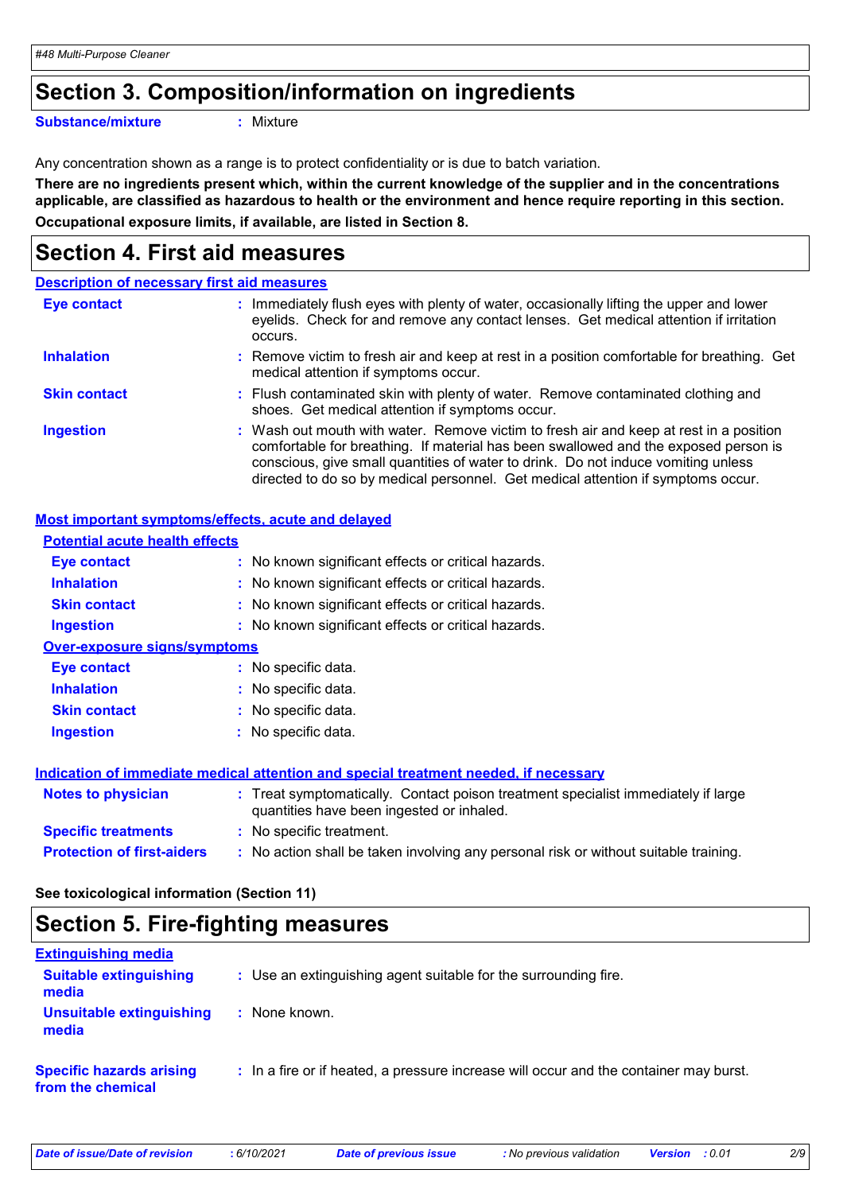## Section 3. Composition/information on ingredients

**Substance/mixture** : Mixture

Any concentration shown as a range is to protect confidentiality or is due to batch variation.

**There are no ingredients present which, within the current knowledge of the supplier and in the concentrations applicable, are classified as hazardous to health or the environment and hence require reporting in this section.**

**Occupational exposure limits, if available, are listed in Section 8.**

## Section 4. First aid measures

### Description of necessary first aid measures

**Eye contact** : Immediately flush eyes with plenty of water, occasionally lifting the upper and lower eyelids. Check for and remove any contact lenses. Get medical attention if irritation occurs.

**Inhalation** : Remove victim to fresh air and keep at rest in a position comfortable for breathing. Get medical attention if symptoms occur.

**Skin contact** : Flush contaminated skin with plenty of water. Remove contaminated clothing and shoes. Get medical attention if symptoms occur.

**Ingestion** : Wash out mouth with water. Remove victim to fresh air and keep at rest in a position comfortable for breathing. If material has been swallowed and the exposed person is conscious, give small quantities of water to drink. Do not induce vomiting unless directed to do so by medical personnel. Get medical attention if symptoms occur.

### Most important symptoms/effects, acute and delayed

**Potential acute health effects**

**Eye contact** : No known significant effects or critical hazards.

**Inhalation** : No known significant effects or critical hazards.

**Skin contact** : No known significant effects or critical hazards.

**Ingestion** : No known significant effects or critical hazards.

**Over-exposure signs/symptoms**

**Eye contact** : No specific data.

**Inhalation** : No specific data.

**Skin contact** : No specific data.

**Ingestion** : No specific data.

### Indication of immediate medical attention and special treatment needed, if necessary

**Notes to physician** : Treat symptomatically. Contact poison treatment specialist immediately if large quantities have been ingested or inhaled.

**Specific treatments** : No specific treatment.

**Protection of first-aiders** : No action shall be taken involving any personal risk or without suitable training.

**See toxicological information (Section 11)**

## Section 5. Fire-fighting measures

### Extinguishing media

**Suitable extinguishing media** : Use an extinguishing agent suitable for the surrounding fire.

**Unsuitable extinguishing media** : None known.

**Specific hazards arising from the chemical** : In a fire or if heated, a pressure increase will occur and the container may burst.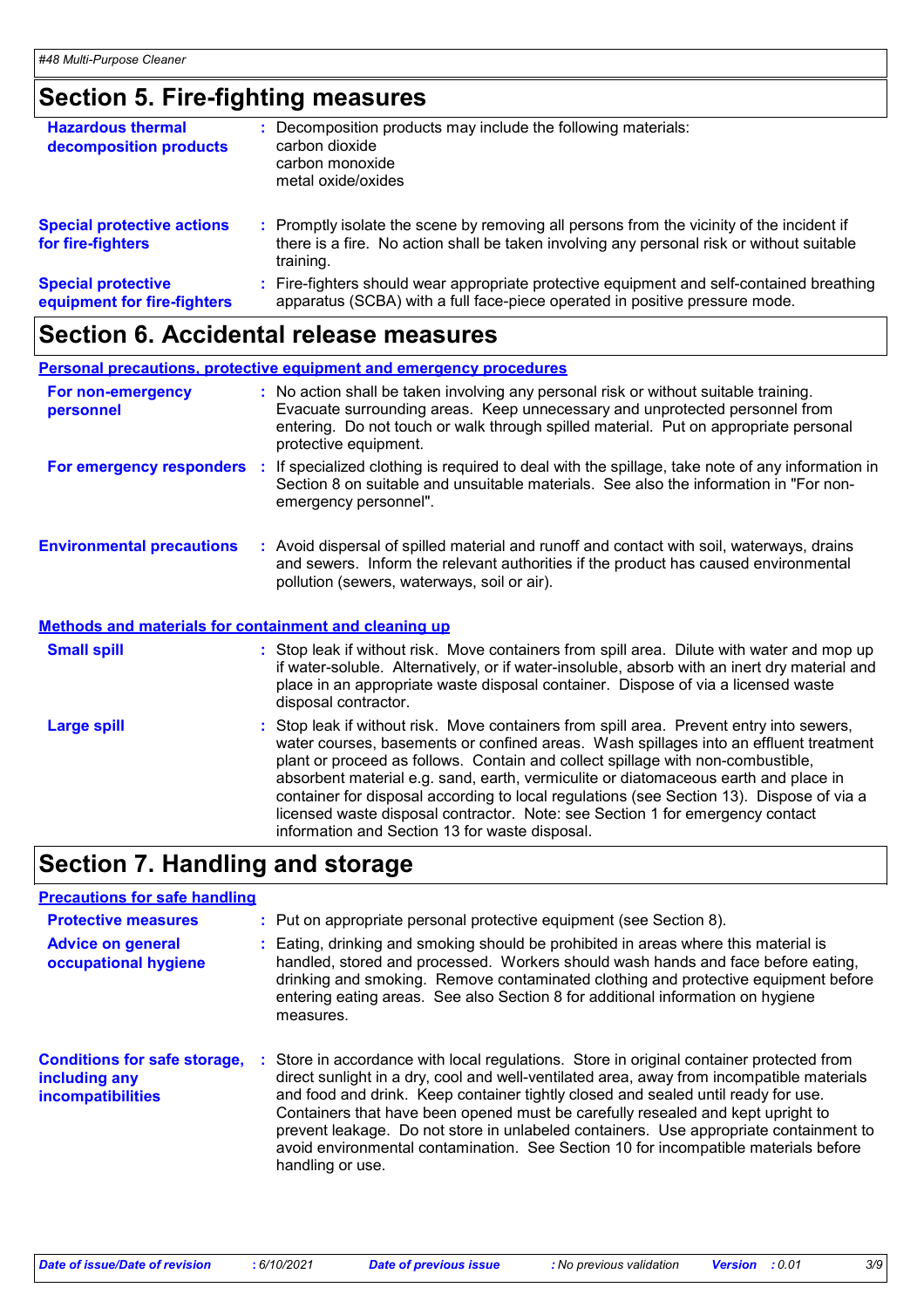## Section 5. Fire-fighting measures

**Hazardous thermal decomposition products** : Decomposition products may include the following materials:
carbon dioxide
carbon monoxide
metal oxide/oxides

**Special protective actions for fire-fighters** : Promptly isolate the scene by removing all persons from the vicinity of the incident if there is a fire. No action shall be taken involving any personal risk or without suitable training.

**Special protective equipment for fire-fighters** : Fire-fighters should wear appropriate protective equipment and self-contained breathing apparatus (SCBA) with a full face-piece operated in positive pressure mode.

## Section 6. Accidental release measures

### Personal precautions, protective equipment and emergency procedures

**For non-emergency personnel** : No action shall be taken involving any personal risk or without suitable training. Evacuate surrounding areas. Keep unnecessary and unprotected personnel from entering. Do not touch or walk through spilled material. Put on appropriate personal protective equipment.

**For emergency responders** : If specialized clothing is required to deal with the spillage, take note of any information in Section 8 on suitable and unsuitable materials. See also the information in "For non-emergency personnel".

**Environmental precautions** : Avoid dispersal of spilled material and runoff and contact with soil, waterways, drains and sewers. Inform the relevant authorities if the product has caused environmental pollution (sewers, waterways, soil or air).

### Methods and materials for containment and cleaning up

**Small spill** : Stop leak if without risk. Move containers from spill area. Dilute with water and mop up if water-soluble. Alternatively, or if water-insoluble, absorb with an inert dry material and place in an appropriate waste disposal container. Dispose of via a licensed waste disposal contractor.

**Large spill** : Stop leak if without risk. Move containers from spill area. Prevent entry into sewers, water courses, basements or confined areas. Wash spillages into an effluent treatment plant or proceed as follows. Contain and collect spillage with non-combustible, absorbent material e.g. sand, earth, vermiculite or diatomaceous earth and place in container for disposal according to local regulations (see Section 13). Dispose of via a licensed waste disposal contractor. Note: see Section 1 for emergency contact information and Section 13 for waste disposal.

## Section 7. Handling and storage

### Precautions for safe handling

**Protective measures** : Put on appropriate personal protective equipment (see Section 8).

**Advice on general occupational hygiene** : Eating, drinking and smoking should be prohibited in areas where this material is handled, stored and processed. Workers should wash hands and face before eating, drinking and smoking. Remove contaminated clothing and protective equipment before entering eating areas. See also Section 8 for additional information on hygiene measures.

**Conditions for safe storage, including any incompatibilities** : Store in accordance with local regulations. Store in original container protected from direct sunlight in a dry, cool and well-ventilated area, away from incompatible materials and food and drink. Keep container tightly closed and sealed until ready for use. Containers that have been opened must be carefully resealed and kept upright to prevent leakage. Do not store in unlabeled containers. Use appropriate containment to avoid environmental contamination. See Section 10 for incompatible materials before handling or use.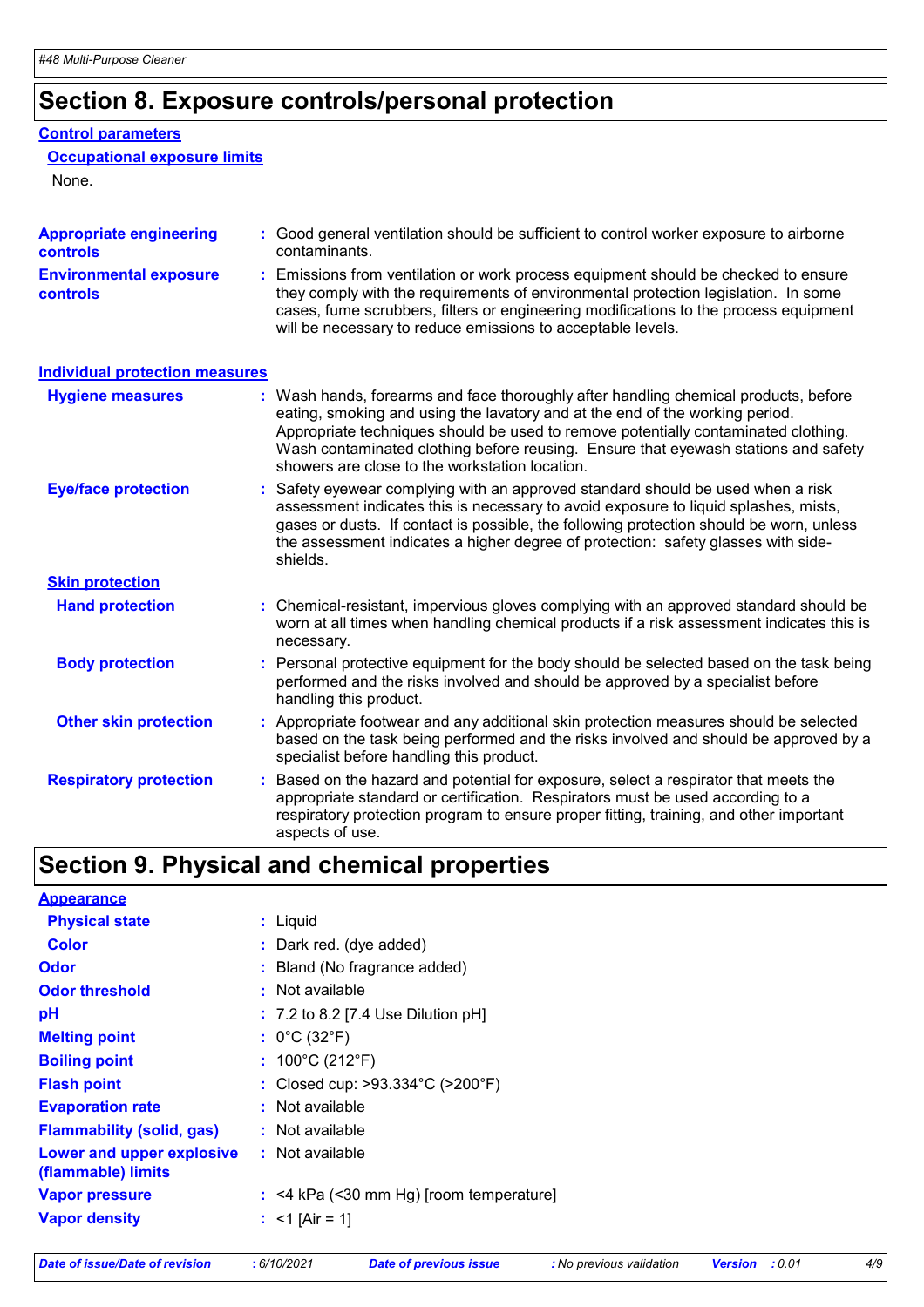## Section 8. Exposure controls/personal protection

### Control parameters

#### Occupational exposure limits

None.

**Appropriate engineering controls** : Good general ventilation should be sufficient to control worker exposure to airborne contaminants.

**Environmental exposure controls** : Emissions from ventilation or work process equipment should be checked to ensure they comply with the requirements of environmental protection legislation. In some cases, fume scrubbers, filters or engineering modifications to the process equipment will be necessary to reduce emissions to acceptable levels.

### Individual protection measures

**Hygiene measures** : Wash hands, forearms and face thoroughly after handling chemical products, before eating, smoking and using the lavatory and at the end of the working period. Appropriate techniques should be used to remove potentially contaminated clothing. Wash contaminated clothing before reusing. Ensure that eyewash stations and safety showers are close to the workstation location.

**Eye/face protection** : Safety eyewear complying with an approved standard should be used when a risk assessment indicates this is necessary to avoid exposure to liquid splashes, mists, gases or dusts. If contact is possible, the following protection should be worn, unless the assessment indicates a higher degree of protection: safety glasses with side-shields.

#### Skin protection

**Hand protection** : Chemical-resistant, impervious gloves complying with an approved standard should be worn at all times when handling chemical products if a risk assessment indicates this is necessary.

**Body protection** : Personal protective equipment for the body should be selected based on the task being performed and the risks involved and should be approved by a specialist before handling this product.

**Other skin protection** : Appropriate footwear and any additional skin protection measures should be selected based on the task being performed and the risks involved and should be approved by a specialist before handling this product.

**Respiratory protection** : Based on the hazard and potential for exposure, select a respirator that meets the appropriate standard or certification. Respirators must be used according to a respiratory protection program to ensure proper fitting, training, and other important aspects of use.

## Section 9. Physical and chemical properties

### Appearance

**Physical state** : Liquid

**Color** : Dark red. (dye added)

**Odor** : Bland (No fragrance added)

**Odor threshold** : Not available

**pH** : 7.2 to 8.2 [7.4 Use Dilution pH]

**Melting point** : 0°C (32°F)

**Boiling point** : 100°C (212°F)

**Flash point** : Closed cup: >93.334°C (>200°F)

**Evaporation rate** : Not available

**Flammability (solid, gas)** : Not available

**Lower and upper explosive (flammable) limits** : Not available

**Vapor pressure** : <4 kPa (<30 mm Hg) [room temperature]

**Vapor density** : <1 [Air = 1]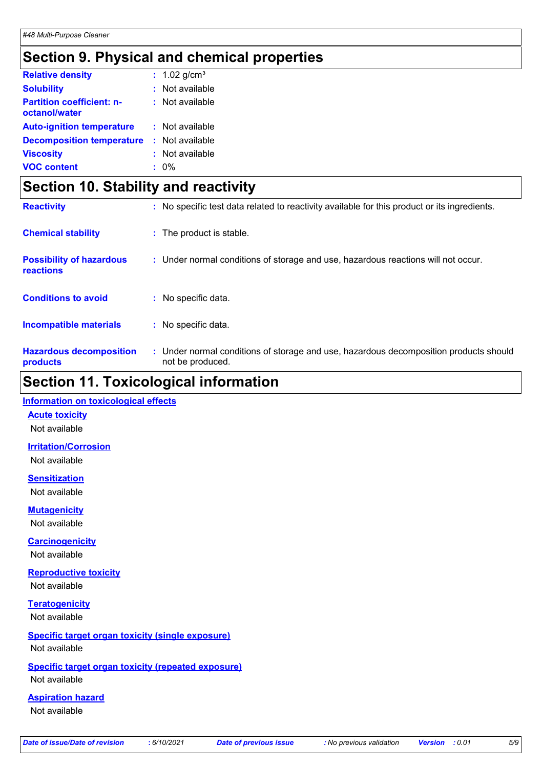## Section 9. Physical and chemical properties

| | |
|---|---|
| **Relative density** | : 1.02 g/cm³ |
| **Solubility** | : Not available |
| **Partition coefficient: n-octanol/water** | : Not available |
| **Auto-ignition temperature** | : Not available |
| **Decomposition temperature** | : Not available |
| **Viscosity** | : Not available |
| **VOC content** | : 0% |

## Section 10. Stability and reactivity

| | |
|---|---|
| **Reactivity** | : No specific test data related to reactivity available for this product or its ingredients. |
| **Chemical stability** | : The product is stable. |
| **Possibility of hazardous reactions** | : Under normal conditions of storage and use, hazardous reactions will not occur. |
| **Conditions to avoid** | : No specific data. |
| **Incompatible materials** | : No specific data. |
| **Hazardous decomposition products** | : Under normal conditions of storage and use, hazardous decomposition products should not be produced. |

## Section 11. Toxicological information

### Information on toxicological effects

#### Acute toxicity

Not available

#### Irritation/Corrosion

Not available

#### Sensitization

Not available

#### Mutagenicity

Not available

#### Carcinogenicity

Not available

#### Reproductive toxicity

Not available

#### Teratogenicity

Not available

#### Specific target organ toxicity (single exposure)

Not available

#### Specific target organ toxicity (repeated exposure)

Not available

#### Aspiration hazard

Not available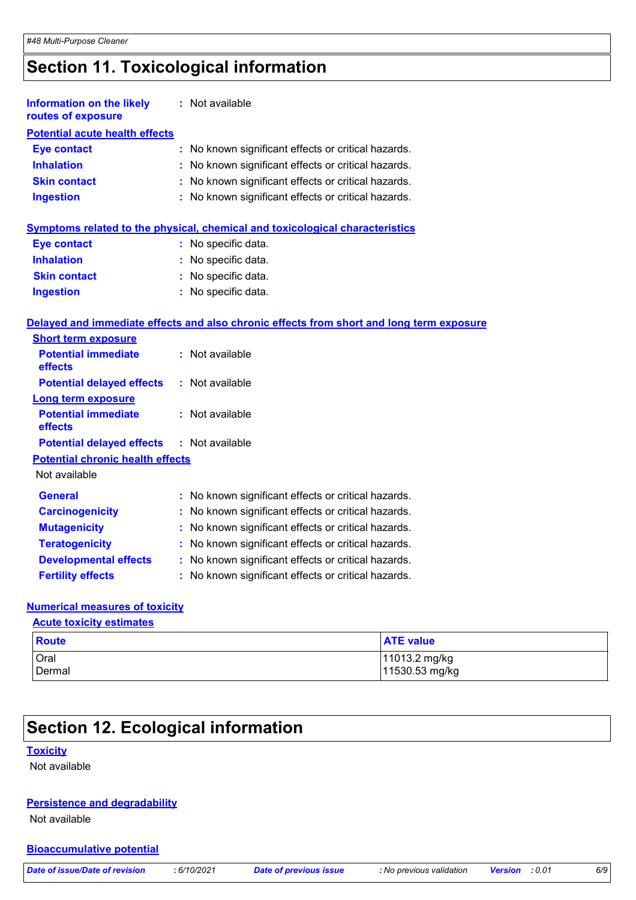# Section 11. Toxicological information

**Information on the likely routes of exposure** : Not available

**Potential acute health effects**

**Eye contact** : No known significant effects or critical hazards.

**Inhalation** : No known significant effects or critical hazards.

**Skin contact** : No known significant effects or critical hazards.

**Ingestion** : No known significant effects or critical hazards.

**Symptoms related to the physical, chemical and toxicological characteristics**

**Eye contact** : No specific data.

**Inhalation** : No specific data.

**Skin contact** : No specific data.

**Ingestion** : No specific data.

**Delayed and immediate effects and also chronic effects from short and long term exposure**

**Short term exposure**

**Potential immediate effects** : Not available

**Potential delayed effects** : Not available

**Long term exposure**

**Potential immediate effects** : Not available

**Potential delayed effects** : Not available

**Potential chronic health effects**

Not available

**General** : No known significant effects or critical hazards.

**Carcinogenicity** : No known significant effects or critical hazards.

**Mutagenicity** : No known significant effects or critical hazards.

**Teratogenicity** : No known significant effects or critical hazards.

**Developmental effects** : No known significant effects or critical hazards.

**Fertility effects** : No known significant effects or critical hazards.

**Numerical measures of toxicity**

**Acute toxicity estimates**

| Route | ATE value |
|---|---|
| Oral | 11013.2 mg/kg |
| Dermal | 11530.53 mg/kg |

# Section 12. Ecological information

**Toxicity**

Not available

**Persistence and degradability**

Not available

**Bioaccumulative potential**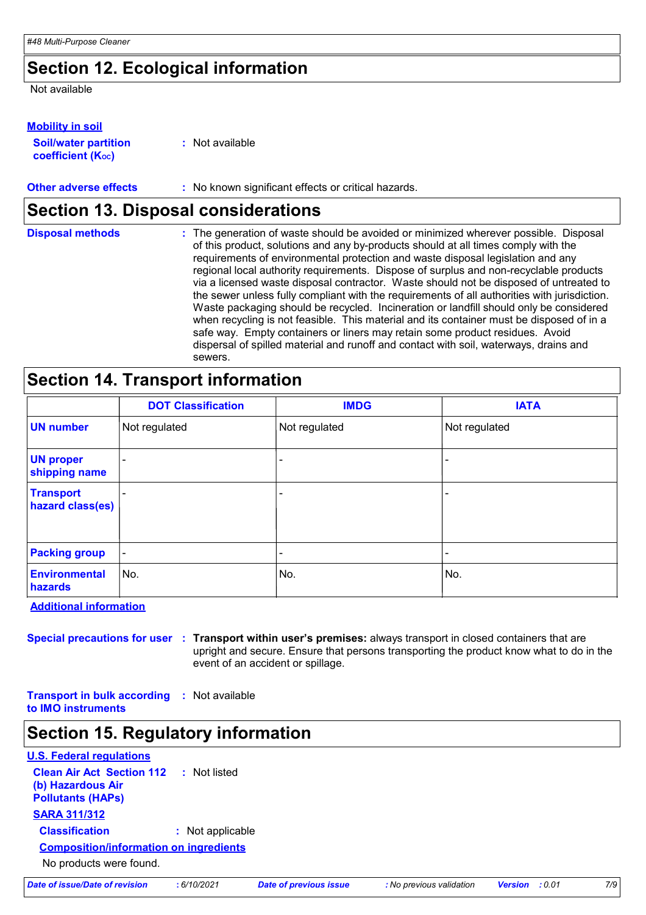## Section 12. Ecological information

Not available

**Mobility in soil**

**Soil/water partition coefficient ($K_{OC}$)** : Not available

**Other adverse effects** : No known significant effects or critical hazards.

## Section 13. Disposal considerations

**Disposal methods** : The generation of waste should be avoided or minimized wherever possible. Disposal of this product, solutions and any by-products should at all times comply with the requirements of environmental protection and waste disposal legislation and any regional local authority requirements. Dispose of surplus and non-recyclable products via a licensed waste disposal contractor. Waste should not be disposed of untreated to the sewer unless fully compliant with the requirements of all authorities with jurisdiction. Waste packaging should be recycled. Incineration or landfill should only be considered when recycling is not feasible. This material and its container must be disposed of in a safe way. Empty containers or liners may retain some product residues. Avoid dispersal of spilled material and runoff and contact with soil, waterways, drains and sewers.

## Section 14. Transport information

| | DOT Classification | IMDG | IATA |
|---|---|---|---|
| **UN number** | Not regulated | Not regulated | Not regulated |
| **UN proper shipping name** | - | - | - |
| **Transport hazard class(es)** | - | - | - |
| **Packing group** | - | - | - |
| **Environmental hazards** | No. | No. | No. |

**Additional information**

**Special precautions for user** : **Transport within user's premises:** always transport in closed containers that are upright and secure. Ensure that persons transporting the product know what to do in the event of an accident or spillage.

**Transport in bulk according to IMO instruments** : Not available

## Section 15. Regulatory information

**U.S. Federal regulations**

**Clean Air Act Section 112 (b) Hazardous Air Pollutants (HAPs)** : Not listed

**SARA 311/312**

**Classification** : Not applicable

**Composition/information on ingredients**

No products were found.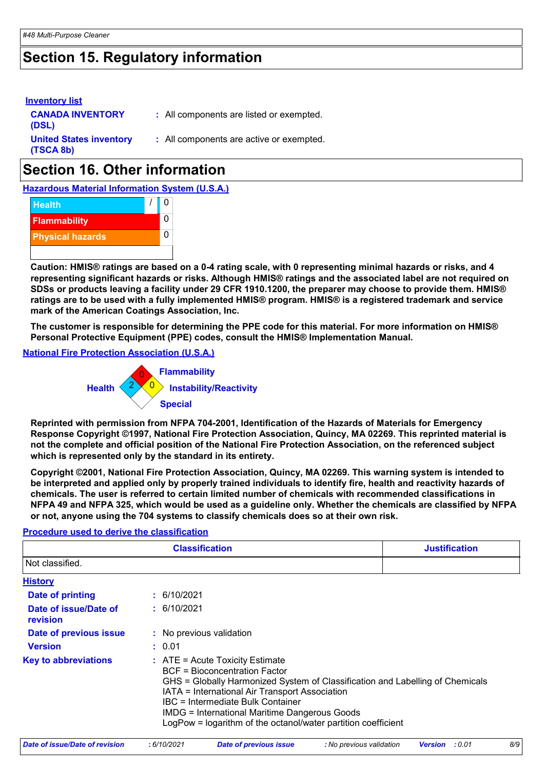## Section 15. Regulatory information

**Inventory list**

**CANADA INVENTORY (DSL)** : All components are listed or exempted.

**United States inventory (TSCA 8b)** : All components are active or exempted.

## Section 16. Other information

**Hazardous Material Information System (U.S.A.)**

| | | |
|---|---|---|
| Health | / | 0 |
| Flammability | | 0 |
| Physical hazards | | 0 |

**Caution: HMIS® ratings are based on a 0-4 rating scale, with 0 representing minimal hazards or risks, and 4 representing significant hazards or risks. Although HMIS® ratings and the associated label are not required on SDSs or products leaving a facility under 29 CFR 1910.1200, the preparer may choose to provide them. HMIS® ratings are to be used with a fully implemented HMIS® program. HMIS® is a registered trademark and service mark of the American Coatings Association, Inc.**

**The customer is responsible for determining the PPE code for this material. For more information on HMIS® Personal Protective Equipment (PPE) codes, consult the HMIS® Implementation Manual.**

**National Fire Protection Association (U.S.A.)**

Flammability: 0
Health: 2
Instability/Reactivity: 0
Special:

**Reprinted with permission from NFPA 704-2001, Identification of the Hazards of Materials for Emergency Response Copyright ©1997, National Fire Protection Association, Quincy, MA 02269. This reprinted material is not the complete and official position of the National Fire Protection Association, on the referenced subject which is represented only by the standard in its entirety.**

**Copyright ©2001, National Fire Protection Association, Quincy, MA 02269. This warning system is intended to be interpreted and applied only by properly trained individuals to identify fire, health and reactivity hazards of chemicals. The user is referred to certain limited number of chemicals with recommended classifications in NFPA 49 and NFPA 325, which would be used as a guideline only. Whether the chemicals are classified by NFPA or not, anyone using the 704 systems to classify chemicals does so at their own risk.**

**Procedure used to derive the classification**

| Classification | Justification |
|---|---|
| Not classified. | |

**History**

**Date of printing** : 6/10/2021

**Date of issue/Date of revision** : 6/10/2021

**Date of previous issue** : No previous validation

**Version** : 0.01

**Key to abbreviations** :
ATE = Acute Toxicity Estimate
BCF = Bioconcentration Factor
GHS = Globally Harmonized System of Classification and Labelling of Chemicals
IATA = International Air Transport Association
IBC = Intermediate Bulk Container
IMDG = International Maritime Dangerous Goods
LogPow = logarithm of the octanol/water partition coefficient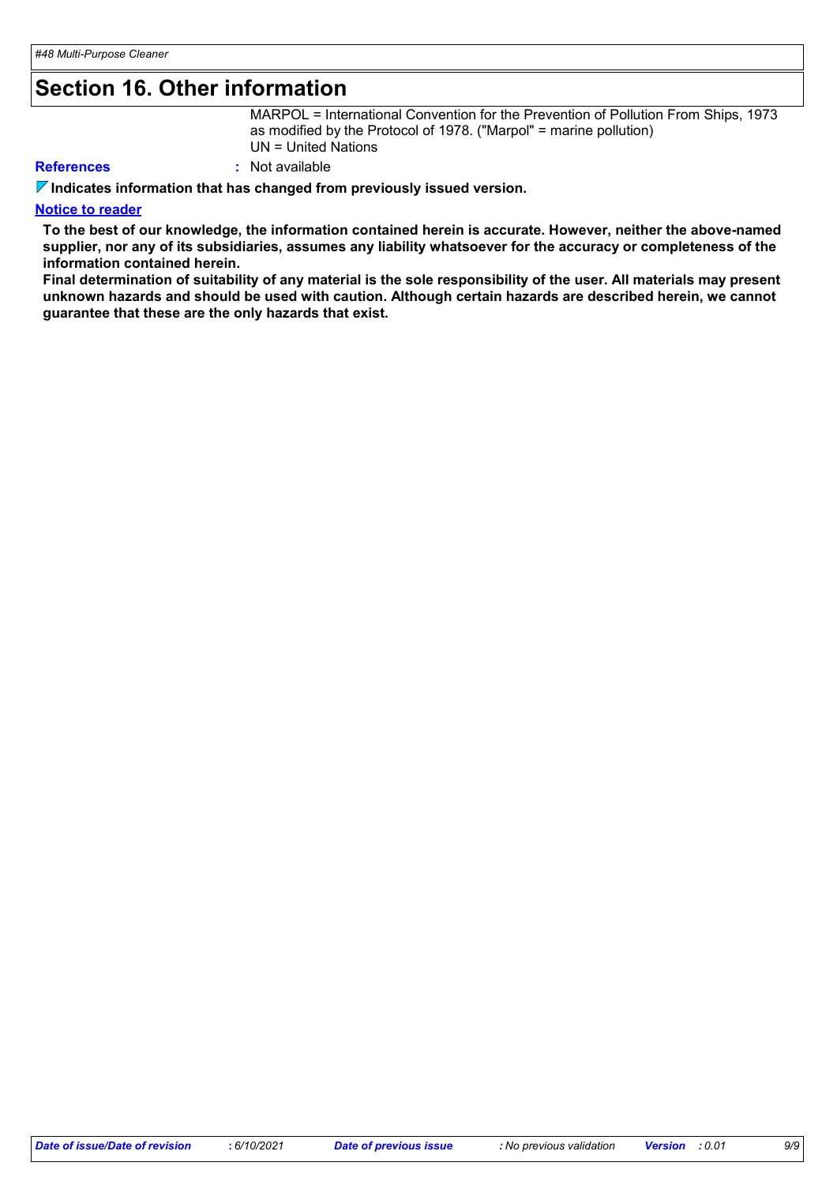# Section 16. Other information

MARPOL = International Convention for the Prevention of Pollution From Ships, 1973 as modified by the Protocol of 1978. ("Marpol" = marine pollution)
UN = United Nations

**References** : Not available

**Indicates information that has changed from previously issued version.**

**Notice to reader**

**To the best of our knowledge, the information contained herein is accurate. However, neither the above-named supplier, nor any of its subsidiaries, assumes any liability whatsoever for the accuracy or completeness of the information contained herein.**

**Final determination of suitability of any material is the sole responsibility of the user. All materials may present unknown hazards and should be used with caution. Although certain hazards are described herein, we cannot guarantee that these are the only hazards that exist.**